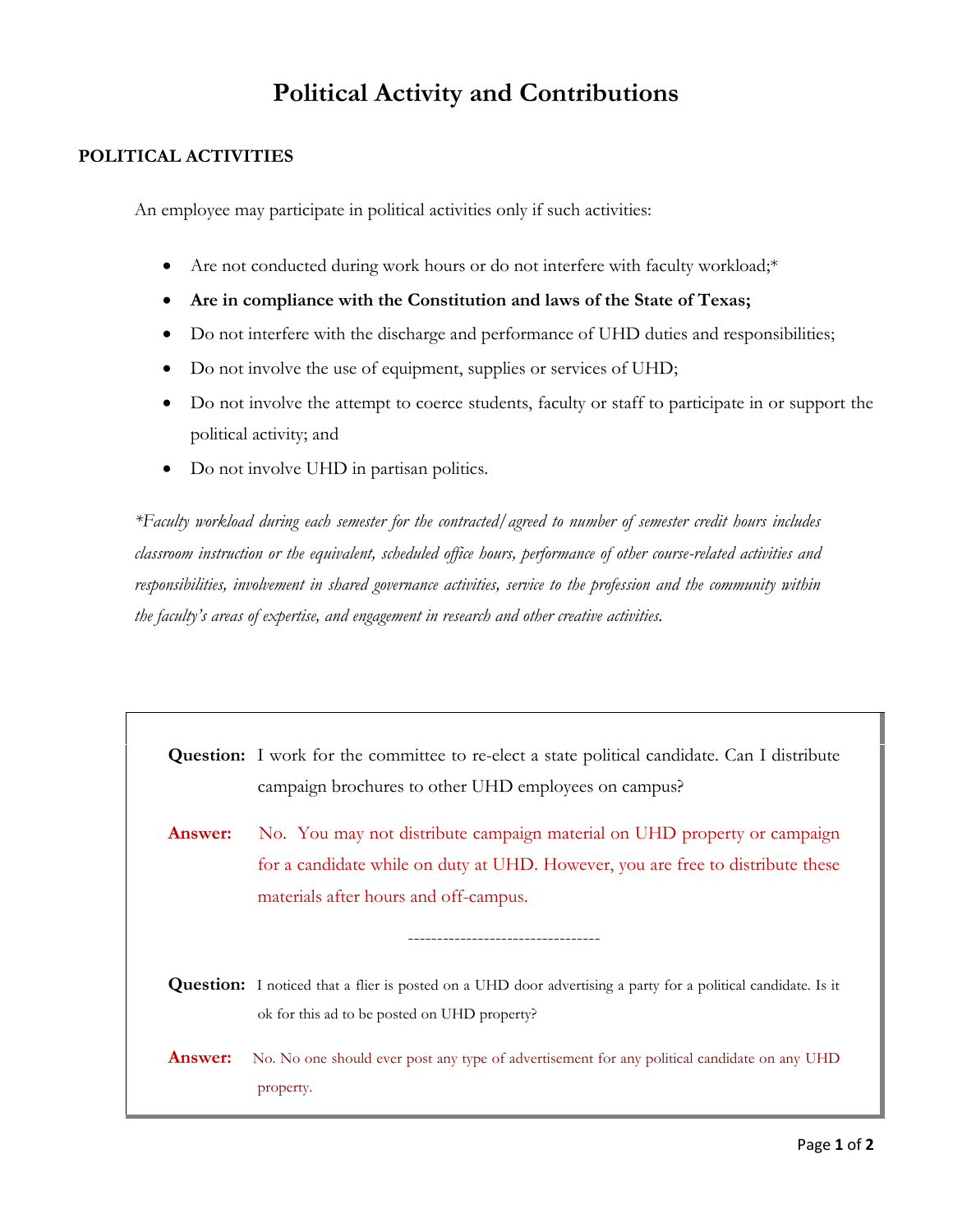# Political Activity and Contributions

## POLITICAL ACTIVITIES

An employee may participate in political activities only if such activities:

- Are not conducted during work hours or do not interfere with faculty workload;*
- **Are in compliance with the Constitution and laws of the State of Texas;**
- Do not interfere with the discharge and performance of UHD duties and responsibilities;
- Do not involve the use of equipment, supplies or services of UHD;
- Do not involve the attempt to coerce students, faculty or staff to participate in or support the political activity; and
- Do not involve UHD in partisan politics.

*\*Faculty workload during each semester for the contracted/agreed to number of semester credit hours includes classroom instruction or the equivalent, scheduled office hours, performance of other course-related activities and responsibilities, involvement in shared governance activities, service to the profession and the community within the faculty's areas of expertise, and engagement in research and other creative activities.*

**Question:** I work for the committee to re-elect a state political candidate. Can I distribute campaign brochures to other UHD employees on campus?

**Answer:** No. You may not distribute campaign material on UHD property or campaign for a candidate while on duty at UHD. However, you are free to distribute these materials after hours and off-campus.

--------------------------------

**Question:** I noticed that a flier is posted on a UHD door advertising a party for a political candidate. Is it ok for this ad to be posted on UHD property?

**Answer:** No. No one should ever post any type of advertisement for any political candidate on any UHD property.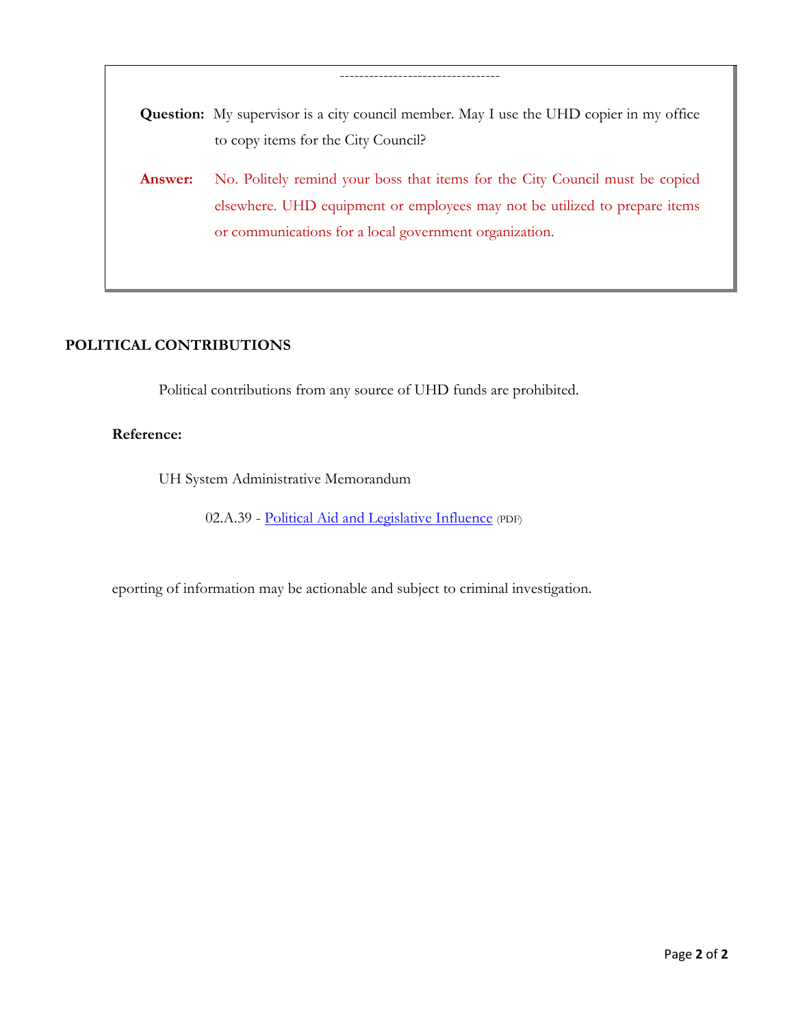---------------------------------

**Question:** My supervisor is a city council member. May I use the UHD copier in my office to copy items for the City Council?

**Answer:** No. Politely remind your boss that items for the City Council must be copied elsewhere. UHD equipment or employees may not be utilized to prepare items or communications for a local government organization.

## POLITICAL CONTRIBUTIONS

Political contributions from any source of UHD funds are prohibited.

**Reference:**

UH System Administrative Memorandum

02.A.39 - Political Aid and Legislative Influence (PDF)

eporting of information may be actionable and subject to criminal investigation.